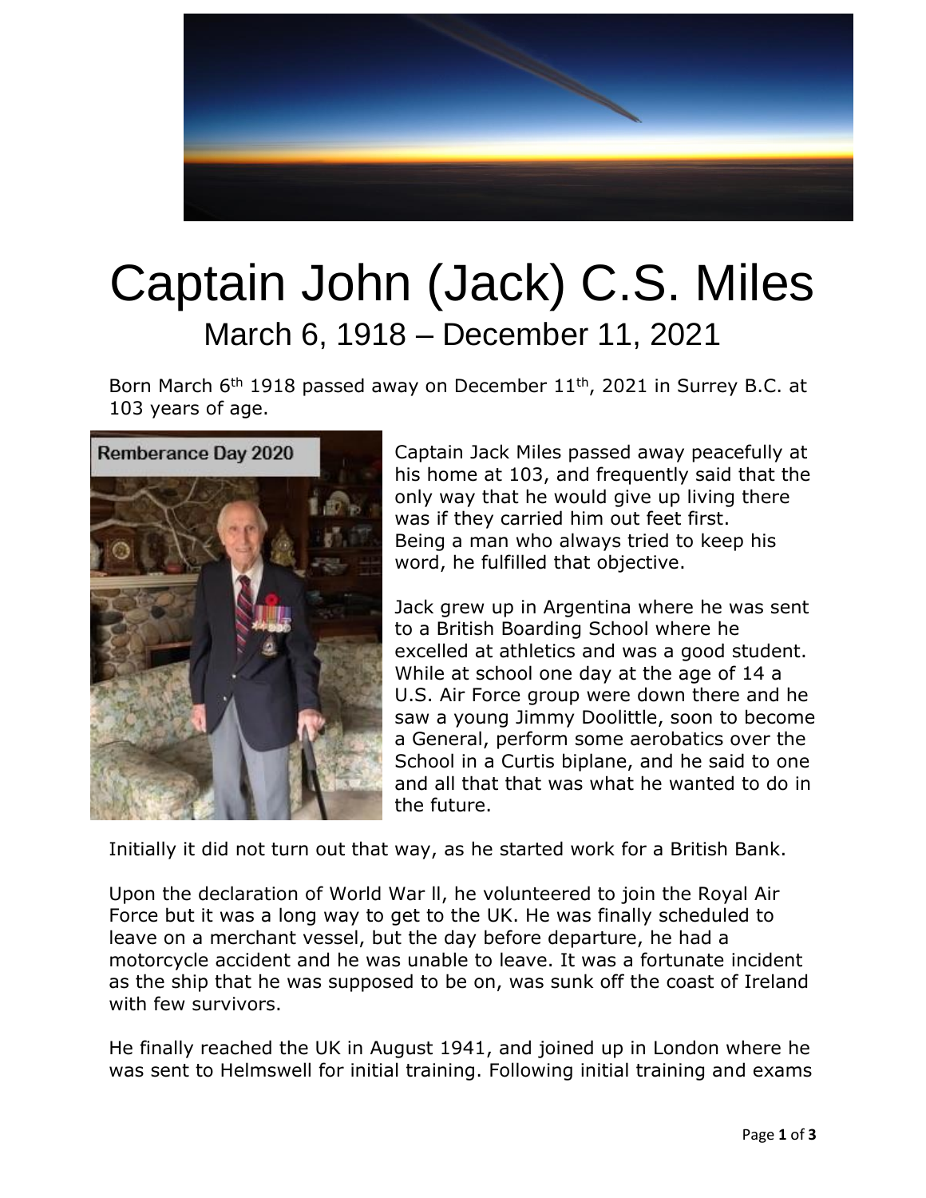# Captain John (Jack) C.S. Miles

## March 6, 1918 – December 11, 2021

Born March 6th 1918 passed away on December 11th, 2021 in Surrey B.C. at 103 years of age.

Remberance Day 2020

Captain Jack Miles passed away peacefully at his home at 103, and frequently said that the only way that he would give up living there was if they carried him out feet first. Being a man who always tried to keep his word, he fulfilled that objective.

Jack grew up in Argentina where he was sent to a British Boarding School where he excelled at athletics and was a good student. While at school one day at the age of 14 a U.S. Air Force group were down there and he saw a young Jimmy Doolittle, soon to become a General, perform some aerobatics over the School in a Curtis biplane, and he said to one and all that that was what he wanted to do in the future.

Initially it did not turn out that way, as he started work for a British Bank.

Upon the declaration of World War ll, he volunteered to join the Royal Air Force but it was a long way to get to the UK. He was finally scheduled to leave on a merchant vessel, but the day before departure, he had a motorcycle accident and he was unable to leave. It was a fortunate incident as the ship that he was supposed to be on, was sunk off the coast of Ireland with few survivors.

He finally reached the UK in August 1941, and joined up in London where he was sent to Helmswell for initial training. Following initial training and exams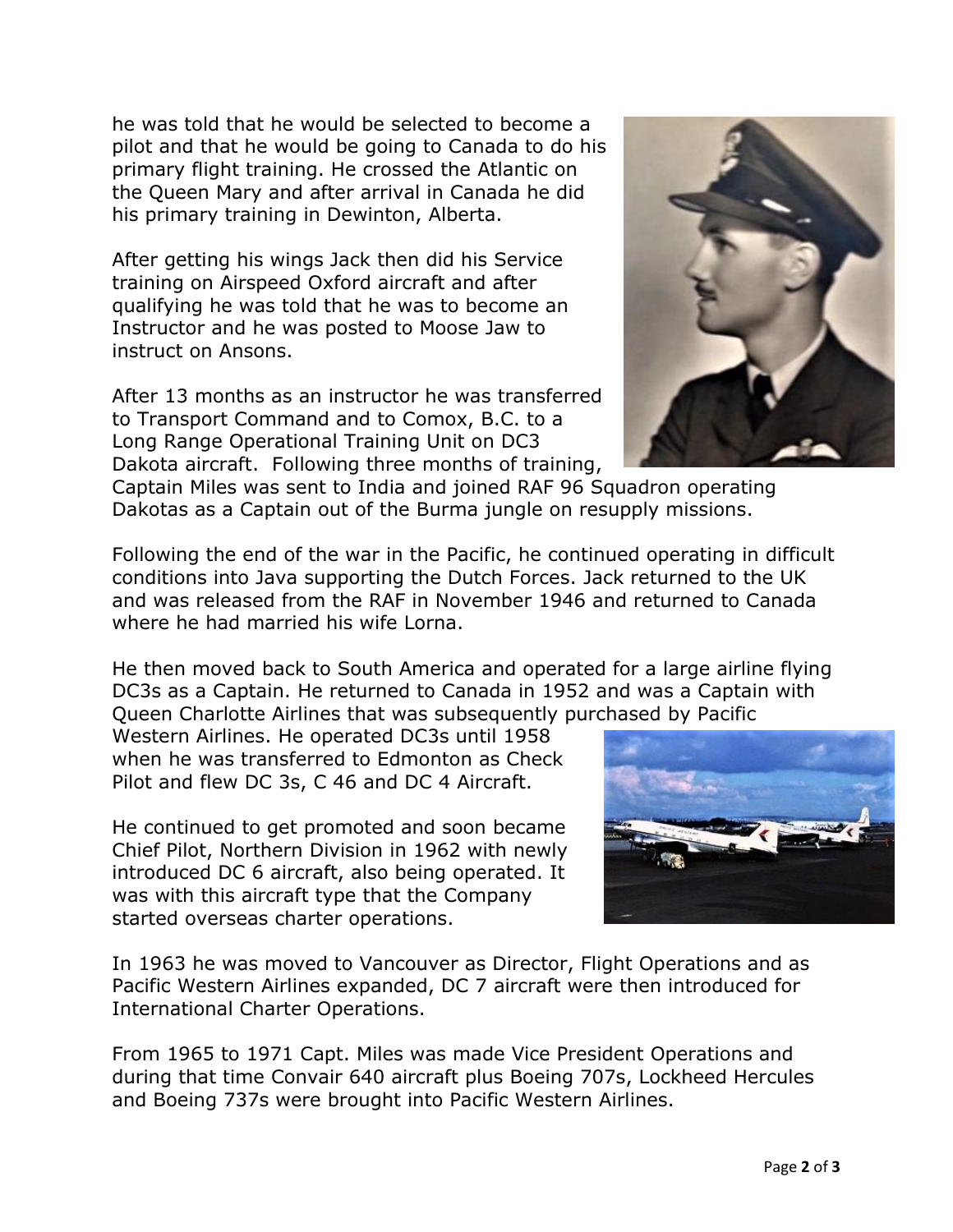he was told that he would be selected to become a pilot and that he would be going to Canada to do his primary flight training. He crossed the Atlantic on the Queen Mary and after arrival in Canada he did his primary training in Dewinton, Alberta.

After getting his wings Jack then did his Service training on Airspeed Oxford aircraft and after qualifying he was told that he was to become an Instructor and he was posted to Moose Jaw to instruct on Ansons.

After 13 months as an instructor he was transferred to Transport Command and to Comox, B.C. to a Long Range Operational Training Unit on DC3 Dakota aircraft. Following three months of training, Captain Miles was sent to India and joined RAF 96 Squadron operating Dakotas as a Captain out of the Burma jungle on resupply missions.

Following the end of the war in the Pacific, he continued operating in difficult conditions into Java supporting the Dutch Forces. Jack returned to the UK and was released from the RAF in November 1946 and returned to Canada where he had married his wife Lorna.

He then moved back to South America and operated for a large airline flying DC3s as a Captain. He returned to Canada in 1952 and was a Captain with Queen Charlotte Airlines that was subsequently purchased by Pacific Western Airlines. He operated DC3s until 1958 when he was transferred to Edmonton as Check Pilot and flew DC 3s, C 46 and DC 4 Aircraft.

He continued to get promoted and soon became Chief Pilot, Northern Division in 1962 with newly introduced DC 6 aircraft, also being operated. It was with this aircraft type that the Company started overseas charter operations.

In 1963 he was moved to Vancouver as Director, Flight Operations and as Pacific Western Airlines expanded, DC 7 aircraft were then introduced for International Charter Operations.

From 1965 to 1971 Capt. Miles was made Vice President Operations and during that time Convair 640 aircraft plus Boeing 707s, Lockheed Hercules and Boeing 737s were brought into Pacific Western Airlines.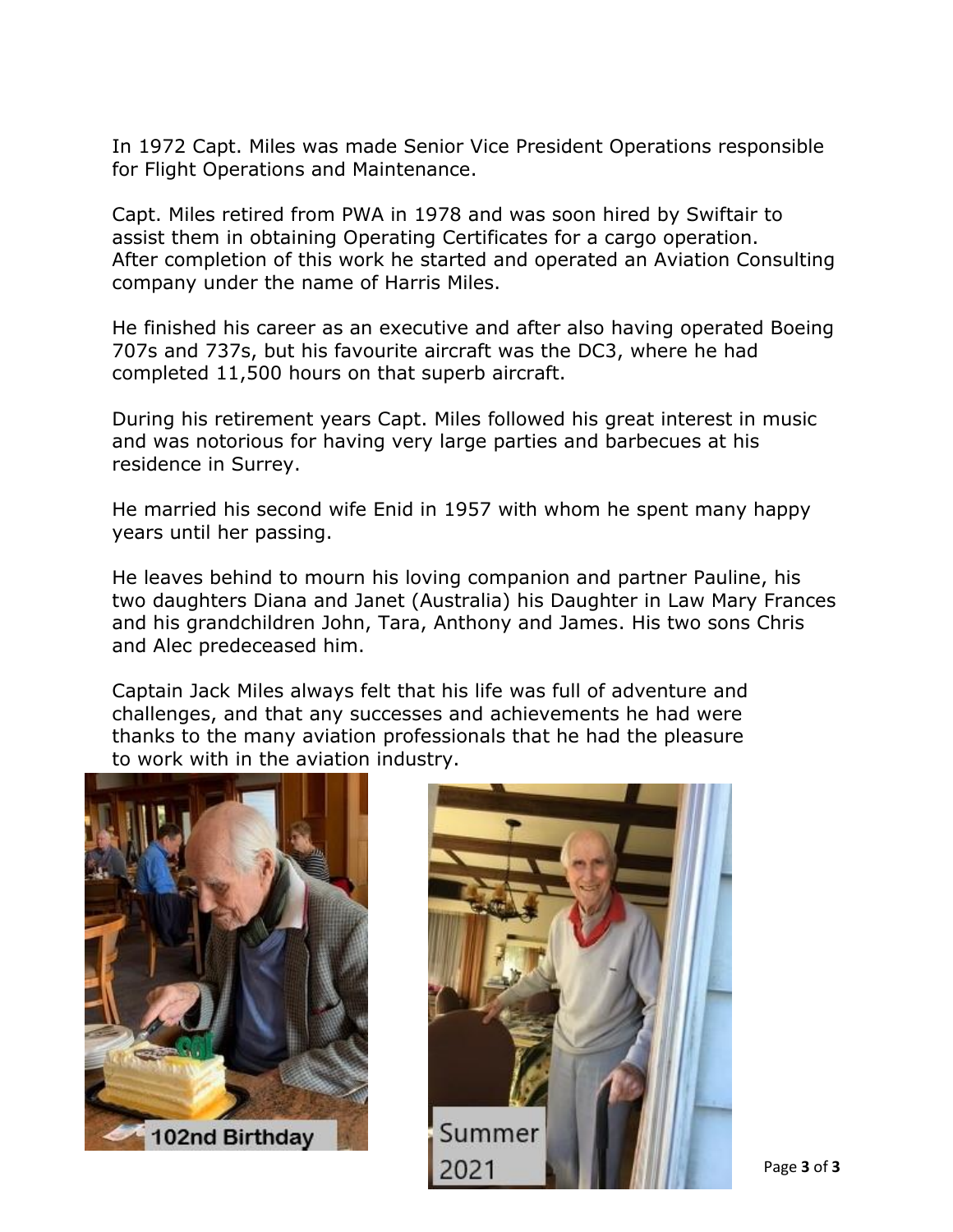In 1972 Capt. Miles was made Senior Vice President Operations responsible for Flight Operations and Maintenance.

Capt. Miles retired from PWA in 1978 and was soon hired by Swiftair to assist them in obtaining Operating Certificates for a cargo operation. After completion of this work he started and operated an Aviation Consulting company under the name of Harris Miles.

He finished his career as an executive and after also having operated Boeing 707s and 737s, but his favourite aircraft was the DC3, where he had completed 11,500 hours on that superb aircraft.

During his retirement years Capt. Miles followed his great interest in music and was notorious for having very large parties and barbecues at his residence in Surrey.

He married his second wife Enid in 1957 with whom he spent many happy years until her passing.

He leaves behind to mourn his loving companion and partner Pauline, his two daughters Diana and Janet (Australia) his Daughter in Law Mary Frances and his grandchildren John, Tara, Anthony and James. His two sons Chris and Alec predeceased him.

Captain Jack Miles always felt that his life was full of adventure and challenges, and that any successes and achievements he had were thanks to the many aviation professionals that he had the pleasure to work with in the aviation industry.

102nd Birthday

Summer 2021